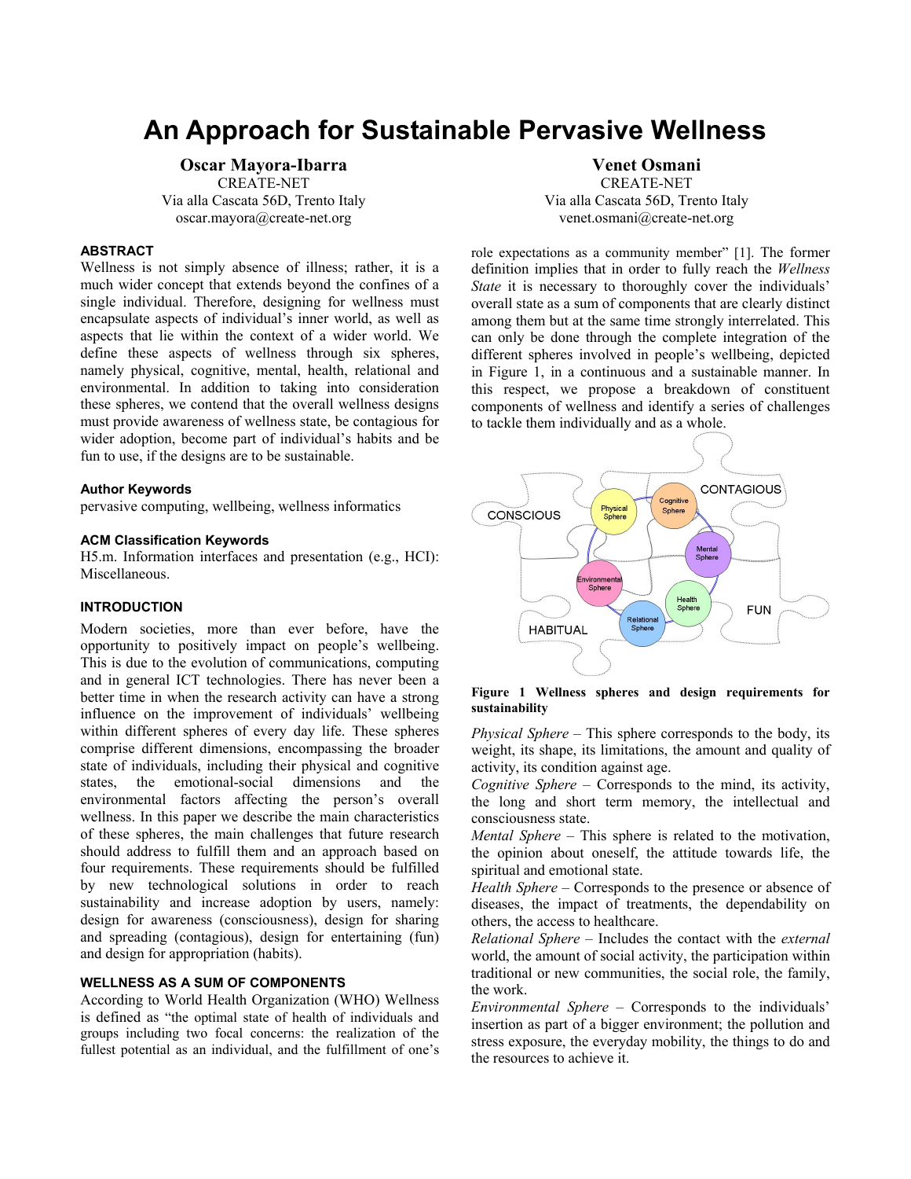# An Approach for Sustainable Pervasive Wellness

**Oscar Mayora-Ibarra**
CREATE-NET
Via alla Cascata 56D, Trento Italy
oscar.mayora@create-net.org

**Venet Osmani**
CREATE-NET
Via alla Cascata 56D, Trento Italy
venet.osmani@create-net.org

### ABSTRACT

Wellness is not simply absence of illness; rather, it is a much wider concept that extends beyond the confines of a single individual. Therefore, designing for wellness must encapsulate aspects of individual's inner world, as well as aspects that lie within the context of a wider world. We define these aspects of wellness through six spheres, namely physical, cognitive, mental, health, relational and environmental. In addition to taking into consideration these spheres, we contend that the overall wellness designs must provide awareness of wellness state, be contagious for wider adoption, become part of individual's habits and be fun to use, if the designs are to be sustainable.

#### Author Keywords

pervasive computing, wellbeing, wellness informatics

#### ACM Classification Keywords

H5.m. Information interfaces and presentation (e.g., HCI): Miscellaneous.

### INTRODUCTION

Modern societies, more than ever before, have the opportunity to positively impact on people's wellbeing. This is due to the evolution of communications, computing and in general ICT technologies. There has never been a better time in when the research activity can have a strong influence on the improvement of individuals' wellbeing within different spheres of every day life. These spheres comprise different dimensions, encompassing the broader state of individuals, including their physical and cognitive states, the emotional-social dimensions and the environmental factors affecting the person's overall wellness. In this paper we describe the main characteristics of these spheres, the main challenges that future research should address to fulfill them and an approach based on four requirements. These requirements should be fulfilled by new technological solutions in order to reach sustainability and increase adoption by users, namely: design for awareness (consciousness), design for sharing and spreading (contagious), design for entertaining (fun) and design for appropriation (habits).

### WELLNESS AS A SUM OF COMPONENTS

According to World Health Organization (WHO) Wellness is defined as "the optimal state of health of individuals and groups including two focal concerns: the realization of the fullest potential as an individual, and the fulfillment of one's role expectations as a community member" [1]. The former definition implies that in order to fully reach the *Wellness State* it is necessary to thoroughly cover the individuals' overall state as a sum of components that are clearly distinct among them but at the same time strongly interrelated. This can only be done through the complete integration of the different spheres involved in people's wellbeing, depicted in Figure 1, in a continuous and a sustainable manner. In this respect, we propose a breakdown of constituent components of wellness and identify a series of challenges to tackle them individually and as a whole.

**Figure 1 Wellness spheres and design requirements for sustainability**

*Physical Sphere* – This sphere corresponds to the body, its weight, its shape, its limitations, the amount and quality of activity, its condition against age.

*Cognitive Sphere* – Corresponds to the mind, its activity, the long and short term memory, the intellectual and consciousness state.

*Mental Sphere* – This sphere is related to the motivation, the opinion about oneself, the attitude towards life, the spiritual and emotional state.

*Health Sphere* – Corresponds to the presence or absence of diseases, the impact of treatments, the dependability on others, the access to healthcare.

*Relational Sphere* – Includes the contact with the *external* world, the amount of social activity, the participation within traditional or new communities, the social role, the family, the work.

*Environmental Sphere* – Corresponds to the individuals' insertion as part of a bigger environment; the pollution and stress exposure, the everyday mobility, the things to do and the resources to achieve it.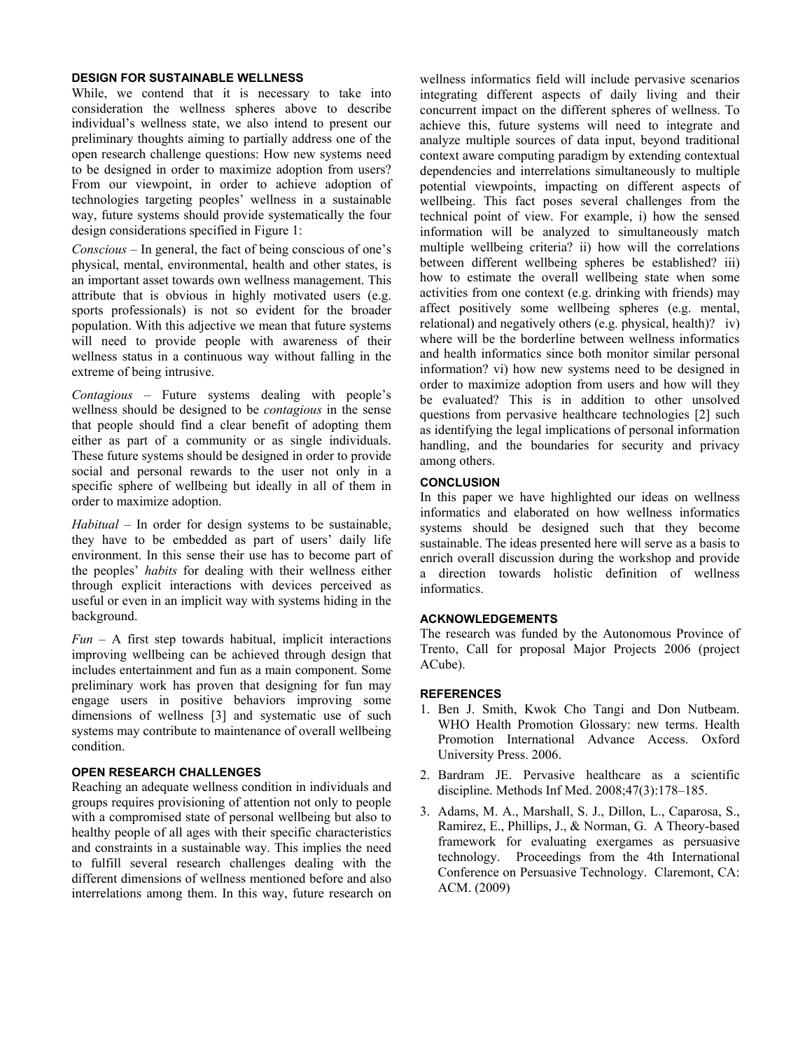## DESIGN FOR SUSTAINABLE WELLNESS

While, we contend that it is necessary to take into consideration the wellness spheres above to describe individual's wellness state, we also intend to present our preliminary thoughts aiming to partially address one of the open research challenge questions: How new systems need to be designed in order to maximize adoption from users? From our viewpoint, in order to achieve adoption of technologies targeting peoples' wellness in a sustainable way, future systems should provide systematically the four design considerations specified in Figure 1:

*Conscious* – In general, the fact of being conscious of one's physical, mental, environmental, health and other states, is an important asset towards own wellness management. This attribute that is obvious in highly motivated users (e.g. sports professionals) is not so evident for the broader population. With this adjective we mean that future systems will need to provide people with awareness of their wellness status in a continuous way without falling in the extreme of being intrusive.

*Contagious* – Future systems dealing with people's wellness should be designed to be *contagious* in the sense that people should find a clear benefit of adopting them either as part of a community or as single individuals. These future systems should be designed in order to provide social and personal rewards to the user not only in a specific sphere of wellbeing but ideally in all of them in order to maximize adoption.

*Habitual* – In order for design systems to be sustainable, they have to be embedded as part of users' daily life environment. In this sense their use has to become part of the peoples' *habits* for dealing with their wellness either through explicit interactions with devices perceived as useful or even in an implicit way with systems hiding in the background.

*Fun* – A first step towards habitual, implicit interactions improving wellbeing can be achieved through design that includes entertainment and fun as a main component. Some preliminary work has proven that designing for fun may engage users in positive behaviors improving some dimensions of wellness [3] and systematic use of such systems may contribute to maintenance of overall wellbeing condition.

## OPEN RESEARCH CHALLENGES

Reaching an adequate wellness condition in individuals and groups requires provisioning of attention not only to people with a compromised state of personal wellbeing but also to healthy people of all ages with their specific characteristics and constraints in a sustainable way. This implies the need to fulfill several research challenges dealing with the different dimensions of wellness mentioned before and also interrelations among them. In this way, future research on wellness informatics field will include pervasive scenarios integrating different aspects of daily living and their concurrent impact on the different spheres of wellness. To achieve this, future systems will need to integrate and analyze multiple sources of data input, beyond traditional context aware computing paradigm by extending contextual dependencies and interrelations simultaneously to multiple potential viewpoints, impacting on different aspects of wellbeing. This fact poses several challenges from the technical point of view. For example, i) how the sensed information will be analyzed to simultaneously match multiple wellbeing criteria? ii) how will the correlations between different wellbeing spheres be established? iii) how to estimate the overall wellbeing state when some activities from one context (e.g. drinking with friends) may affect positively some wellbeing spheres (e.g. mental, relational) and negatively others (e.g. physical, health)? iv) where will be the borderline between wellness informatics and health informatics since both monitor similar personal information? vi) how new systems need to be designed in order to maximize adoption from users and how will they be evaluated? This is in addition to other unsolved questions from pervasive healthcare technologies [2] such as identifying the legal implications of personal information handling, and the boundaries for security and privacy among others.

## CONCLUSION

In this paper we have highlighted our ideas on wellness informatics and elaborated on how wellness informatics systems should be designed such that they become sustainable. The ideas presented here will serve as a basis to enrich overall discussion during the workshop and provide a direction towards holistic definition of wellness informatics.

## ACKNOWLEDGEMENTS

The research was funded by the Autonomous Province of Trento, Call for proposal Major Projects 2006 (project ACube).

## REFERENCES

1. Ben J. Smith, Kwok Cho Tangi and Don Nutbeam. WHO Health Promotion Glossary: new terms. Health Promotion International Advance Access. Oxford University Press. 2006.
2. Bardram JE. Pervasive healthcare as a scientific discipline. Methods Inf Med. 2008;47(3):178–185.
3. Adams, M. A., Marshall, S. J., Dillon, L., Caparosa, S., Ramirez, E., Phillips, J., & Norman, G. A Theory-based framework for evaluating exergames as persuasive technology. Proceedings from the 4th International Conference on Persuasive Technology. Claremont, CA: ACM. (2009)